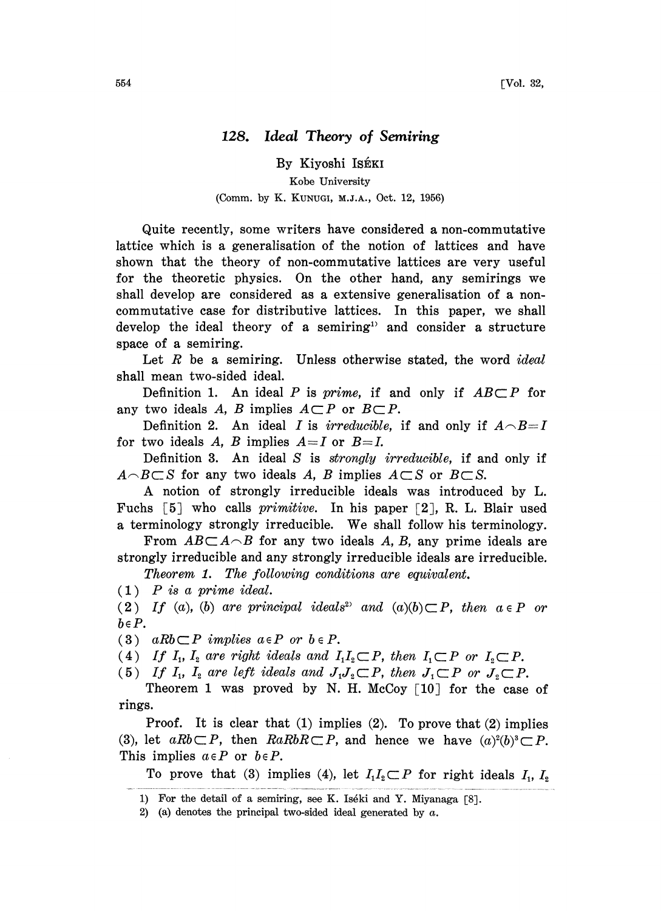# 128. Ideal Theory of Semiring

By Kiyoshi ISÉKI

Kobe University

(Comm. by K. KUNUGI, M.J.A., Oct. 12, 1956)

Quite recently, some writers have considered a non-commutative lattice which is a generalisation of the notion of lattices and have shown that the theory of non-commutative lattices are very useful for the theoretic physics. On the other hand, any semirings we shall develop are considered as a extensive generalisation of a non-commutative case for distributive lattices. In this paper, we shall develop the ideal theory of a semiring[1] and consider a structure space of a semiring.

Let $R$ be a semiring. Unless otherwise stated, the word *ideal* shall mean two-sided ideal.

Definition 1. An ideal $P$ is *prime*, if and only if $AB\subset P$ for any two ideals $A$, $B$ implies $A\subset P$ or $B\subset P$.

Definition 2. An ideal $I$ is *irreducible*, if and only if $A\frown B=I$ for two ideals $A$, $B$ implies $A=I$ or $B=I$.

Definition 3. An ideal $S$ is *strongly irreducible*, if and only if $A\frown B\subset S$ for any two ideals $A$, $B$ implies $A\subset S$ or $B\subset S$.

A notion of strongly irreducible ideals was introduced by L. Fuchs [5] who calls *primitive*. In his paper [2], R. L. Blair used a terminology strongly irreducible. We shall follow his terminology.

From $AB\subset A\frown B$ for any two ideals $A$, $B$, any prime ideals are strongly irreducible and any strongly irreducible ideals are irreducible.

*Theorem 1. The following conditions are equivalent.*

(1) *$P$ is a prime ideal.*

(2) *If $(a)$, $(b)$ are principal ideals*[2] *and $(a)(b)\subset P$, then $a\in P$ or $b\in P$.*

(3) *$aRb\subset P$ implies $a\in P$ or $b\in P$.*

(4) *If $I_1$, $I_2$ are right ideals and $I_1I_2\subset P$, then $I_1\subset P$ or $I_2\subset P$.*

(5) *If $I_1$, $I_2$ are left ideals and $J_1J_2\subset P$, then $J_1\subset P$ or $J_2\subset P$.*

Theorem 1 was proved by N. H. McCoy [10] for the case of rings.

Proof. It is clear that (1) implies (2). To prove that (2) implies (3), let $aRb\subset P$, then $RaRbR\subset P$, and hence we have $(a)^2(b)^3\subset P$. This implies $a\in P$ or $b\in P$.

To prove that (3) implies (4), let $I_1I_2\subset P$ for right ideals $I_1$, $I_2$

1) For the detail of a semiring, see K. Iséki and Y. Miyanaga [8].

2) (a) denotes the principal two-sided ideal generated by $a$.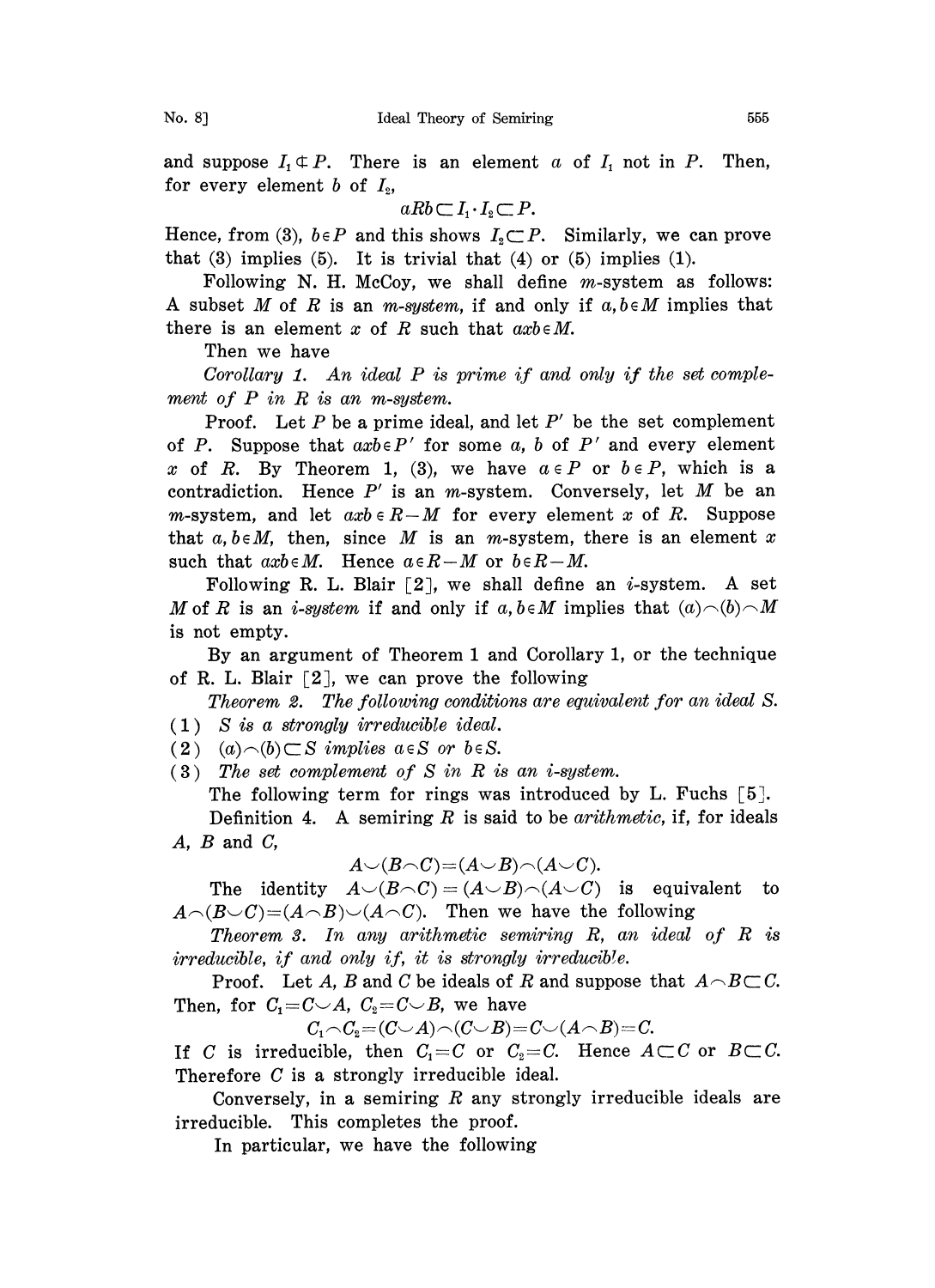and suppose $I_1 \not\subset P$. There is an element $a$ of $I_1$ not in $P$. Then, for every element $b$ of $I_2$,

$$aRb \subset I_1 \cdot I_2 \subset P.$$

Hence, from (3), $b \in P$ and this shows $I_2 \subset P$. Similarly, we can prove that (3) implies (5). It is trivial that (4) or (5) implies (1).

Following N. H. McCoy, we shall define $m$-system as follows: A subset $M$ of $R$ is an *m-system*, if and only if $a, b \in M$ implies that there is an element $x$ of $R$ such that $axb \in M$.

Then we have

*Corollary 1. An ideal $P$ is prime if and only if the set complement of $P$ in $R$ is an $m$-system.*

Proof. Let $P$ be a prime ideal, and let $P'$ be the set complement of $P$. Suppose that $axb \in P'$ for some $a$, $b$ of $P'$ and every element $x$ of $R$. By Theorem 1, (3), we have $a \in P$ or $b \in P$, which is a contradiction. Hence $P'$ is an $m$-system. Conversely, let $M$ be an $m$-system, and let $axb \in R-M$ for every element $x$ of $R$. Suppose that $a, b \in M$, then, since $M$ is an $m$-system, there is an element $x$ such that $axb \in M$. Hence $a \in R-M$ or $b \in R-M$.

Following R. L. Blair [2], we shall define an $i$-system. A set $M$ of $R$ is an *i-system* if and only if $a, b \in M$ implies that $(a) \frown (b) \frown M$ is not empty.

By an argument of Theorem 1 and Corollary 1, or the technique of R. L. Blair [2], we can prove the following

*Theorem 2. The following conditions are equivalent for an ideal $S$.*

(1) *$S$ is a strongly irreducible ideal.*

(2) *$(a) \frown (b) \subset S$ implies $a \in S$ or $b \in S$.*

(3) *The set complement of $S$ in $R$ is an $i$-system.*

The following term for rings was introduced by L. Fuchs [5].

Definition 4. A semiring $R$ is said to be *arithmetic*, if, for ideals $A$, $B$ and $C$,

$$A \smile (B \frown C) = (A \smile B) \frown (A \smile C).$$

The identity $A \smile (B \frown C) = (A \smile B) \frown (A \smile C)$ is equivalent to $A \frown (B \smile C) = (A \frown B) \smile (A \frown C)$. Then we have the following

*Theorem 3. In any arithmetic semiring $R$, an ideal of $R$ is irreducible, if and only if, it is strongly irreducible.*

Proof. Let $A$, $B$ and $C$ be ideals of $R$ and suppose that $A \frown B \subset C$. Then, for $C_1 = C \smile A$, $C_2 = C \smile B$, we have

$$C_1 \frown C_2 = (C \smile A) \frown (C \smile B) = C \smile (A \frown B) = C.$$

If $C$ is irreducible, then $C_1 = C$ or $C_2 = C$. Hence $A \subset C$ or $B \subset C$. Therefore $C$ is a strongly irreducible ideal.

Conversely, in a semiring $R$ any strongly irreducible ideals are irreducible. This completes the proof.

In particular, we have the following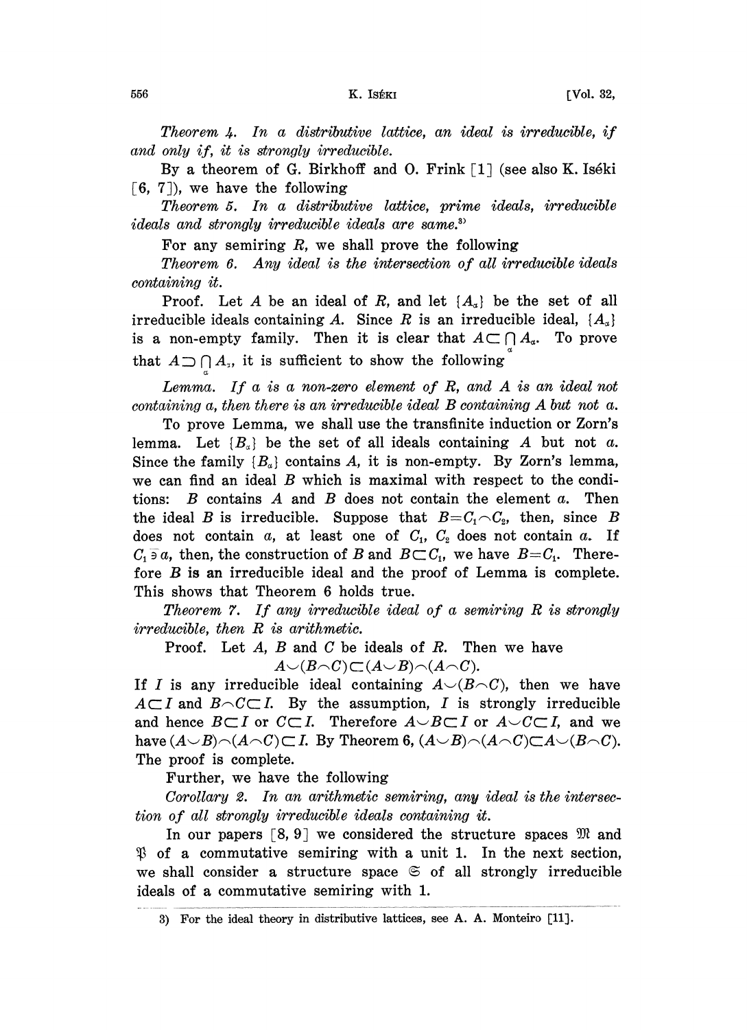*Theorem 4. In a distributive lattice, an ideal is irreducible, if and only if, it is strongly irreducible.*

By a theorem of G. Birkhoff and O. Frink [1] (see also K. Iséki [6, 7]), we have the following

*Theorem 5. In a distributive lattice, prime ideals, irreducible ideals and strongly irreducible ideals are same.*[3]

For any semiring $R$, we shall prove the following

*Theorem 6. Any ideal is the intersection of all irreducible ideals containing it.*

Proof. Let $A$ be an ideal of $R$, and let $\{A_\alpha\}$ be the set of all irreducible ideals containing $A$. Since $R$ is an irreducible ideal, $\{A_\alpha\}$ is a non-empty family. Then it is clear that $A \subset \bigcap_\alpha A_\alpha$. To prove that $A \supset \bigcap_\alpha A_\alpha$, it is sufficient to show the following

*Lemma. If $a$ is a non-zero element of $R$, and $A$ is an ideal not containing $a$, then there is an irreducible ideal $B$ containing $A$ but not $a$.*

To prove Lemma, we shall use the transfinite induction or Zorn's lemma. Let $\{B_\alpha\}$ be the set of all ideals containing $A$ but not $a$. Since the family $\{B_\alpha\}$ contains $A$, it is non-empty. By Zorn's lemma, we can find an ideal $B$ which is maximal with respect to the conditions: $B$ contains $A$ and $B$ does not contain the element $a$. Then the ideal $B$ is irreducible. Suppose that $B = C_1 \frown C_2$, then, since $B$ does not contain $a$, at least one of $C_1$, $C_2$ does not contain $a$. If $C_1 \not\ni a$, then, the construction of $B$ and $B \subset C_1$, we have $B = C_1$. Therefore $B$ is an irreducible ideal and the proof of Lemma is complete. This shows that Theorem 6 holds true.

*Theorem 7. If any irreducible ideal of a semiring $R$ is strongly irreducible, then $R$ is arithmetic.*

Proof. Let $A$, $B$ and $C$ be ideals of $R$. Then we have

$$A \smile (B \frown C) \subset (A \smile B) \frown (A \smile C).$$

If $I$ is any irreducible ideal containing $A \smile (B \frown C)$, then we have $A \subset I$ and $B \frown C \subset I$. By the assumption, $I$ is strongly irreducible and hence $B \subset I$ or $C \subset I$. Therefore $A \smile B \subset I$ or $A \smile C \subset I$, and we have $(A \smile B) \frown (A \frown C) \subset I$. By Theorem 6, $(A \smile B) \frown (A \frown C) \subset A \smile (B \frown C)$. The proof is complete.

Further, we have the following

*Corollary 2. In an arithmetic semiring, any ideal is the intersection of all strongly irreducible ideals containing it.*

In our papers [8, 9] we considered the structure spaces $\mathfrak{M}$ and $\mathfrak{P}$ of a commutative semiring with a unit 1. In the next section, we shall consider a structure space $\mathfrak{S}$ of all strongly irreducible ideals of a commutative semiring with 1.

---

3) For the ideal theory in distributive lattices, see A. A. Monteiro [11].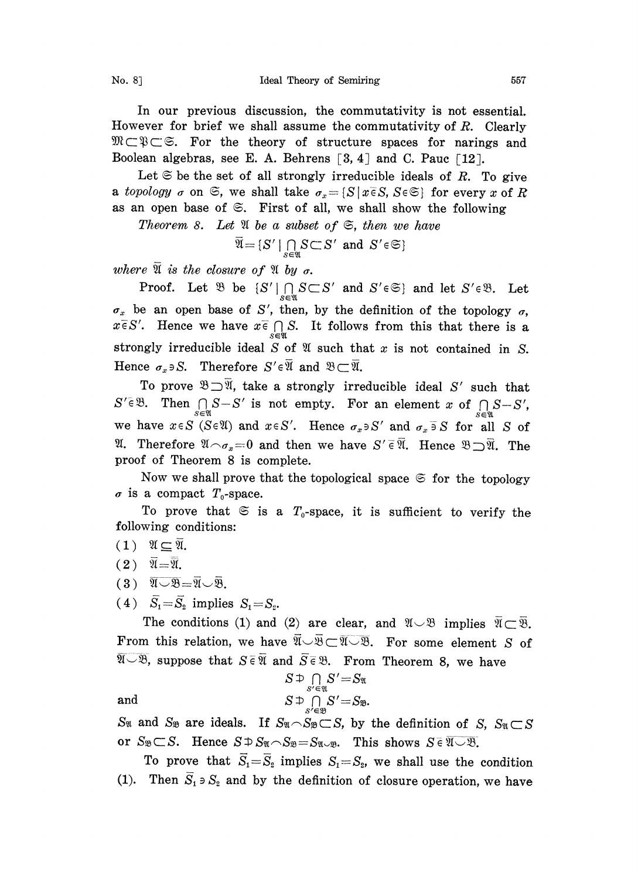In our previous discussion, the commutativity is not essential. However for brief we shall assume the commutativity of $R$. Clearly $\mathfrak{M}\subset\mathfrak{P}\subset\mathfrak{S}$. For the theory of structure spaces for narings and Boolean algebras, see E. A. Behrens [3, 4] and C. Pauc [12].

Let $\mathfrak{S}$ be the set of all strongly irreducible ideals of $R$. To give a *topology* $\sigma$ on $\mathfrak{S}$, we shall take $\sigma_x=\{S\mid x\bar{\in}S,\ S\in\mathfrak{S}\}$ for every $x$ of $R$ as an open base of $\mathfrak{S}$. First of all, we shall show the following

*Theorem 8. Let* $\mathfrak{A}$ *be a subset of* $\mathfrak{S}$, *then we have*

$$\bar{\mathfrak{A}}=\{S'\mid \bigcap_{S\in\mathfrak{A}} S\subset S' \text{ and } S'\in\mathfrak{S}\}$$

*where* $\bar{\mathfrak{A}}$ *is the closure of* $\mathfrak{A}$ *by* $\sigma$.

Proof. Let $\mathfrak{B}$ be $\{S'\mid \bigcap_{S\in\mathfrak{A}} S\subset S' \text{ and } S'\in\mathfrak{S}\}$ and let $S'\in\mathfrak{B}$. Let $\sigma_x$ be an open base of $S'$, then, by the definition of the topology $\sigma$, $x\bar{\in}S'$. Hence we have $x\bar{\in}\bigcap_{S\in\mathfrak{A}}S$. It follows from this that there is a strongly irreducible ideal $S$ of $\mathfrak{A}$ such that $x$ is not contained in $S$. Hence $\sigma_x\ni S$. Therefore $S'\in\bar{\mathfrak{A}}$ and $\mathfrak{B}\subset\bar{\mathfrak{A}}$.

To prove $\mathfrak{B}\supset\bar{\mathfrak{A}}$, take a strongly irreducible ideal $S'$ such that $S'\bar{\in}\mathfrak{B}$. Then $\bigcap_{S\in\mathfrak{A}}S-S'$ is not empty. For an element $x$ of $\bigcap_{S\in\mathfrak{A}}S-S'$, we have $x\in S$ $(S\in\mathfrak{A})$ and $x\bar{\in}S'$. Hence $\sigma_x\ni S'$ and $\sigma_x\bar{\ni}S$ for all $S$ of $\mathfrak{A}$. Therefore $\mathfrak{A}\frown\sigma_x=0$ and then we have $S'\bar{\in}\bar{\mathfrak{A}}$. Hence $\mathfrak{B}\supset\bar{\mathfrak{A}}$. The proof of Theorem 8 is complete.

Now we shall prove that the topological space $\mathfrak{S}$ for the topology $\sigma$ is a compact $T_0$-space.

To prove that $\mathfrak{S}$ is a $T_0$-space, it is sufficient to verify the following conditions:

(1) $\mathfrak{A}\subseteq\bar{\mathfrak{A}}$.

(2) $\bar{\bar{\mathfrak{A}}}=\bar{\mathfrak{A}}$.

(3) $\overline{\mathfrak{A}\smile\mathfrak{B}}=\bar{\mathfrak{A}}\smile\bar{\mathfrak{B}}$.

(4) $\bar{S}_1=\bar{S}_2$ implies $S_1=S_2$.

The conditions (1) and (2) are clear, and $\mathfrak{A}\smile\mathfrak{B}$ implies $\bar{\mathfrak{A}}\subset\bar{\mathfrak{B}}$. From this relation, we have $\bar{\mathfrak{A}}\smile\bar{\mathfrak{B}}\subset\overline{\mathfrak{A}\smile\mathfrak{B}}$. For some element $S$ of $\overline{\mathfrak{A}\smile\mathfrak{B}}$, suppose that $S\bar{\in}\bar{\mathfrak{A}}$ and $\bar{S}\bar{\in}\mathfrak{B}$. From Theorem 8, we have

$$S\not\supset\bigcap_{S'\in\mathfrak{A}}S'=S_{\mathfrak{A}}$$

and

$$S\not\supset\bigcap_{S'\in\mathfrak{B}}S'=S_{\mathfrak{B}}.$$

$S_{\mathfrak{A}}$ and $S_{\mathfrak{B}}$ are ideals. If $S_{\mathfrak{A}}\frown S_{\mathfrak{B}}\subset S$, by the definition of $S$, $S_{\mathfrak{A}}\subset S$ or $S_{\mathfrak{B}}\subset S$. Hence $S\not\supset S_{\mathfrak{A}}\frown S_{\mathfrak{B}}=S_{\mathfrak{A}\smile\mathfrak{B}}$. This shows $S\bar{\in}\overline{\mathfrak{A}\smile\mathfrak{B}}$.

To prove that $\bar{S}_1=\bar{S}_2$ implies $S_1=S_2$, we shall use the condition (1). Then $\bar{S}_1\ni S_2$ and by the definition of closure operation, we have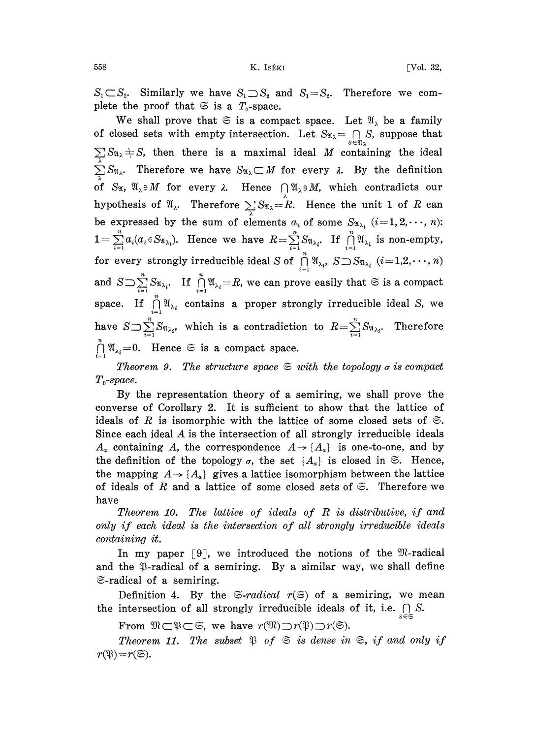$S_1 \subset S_2$. Similarly we have $S_1 \supset S_2$ and $S_1 = S_2$. Therefore we complete the proof that $\mathfrak{S}$ is a $T_0$-space.

We shall prove that $\mathfrak{S}$ is a compact space. Let $\mathfrak{A}_\lambda$ be a family of closed sets with empty intersection. Let $S_{\mathfrak{A}_\lambda} = \bigcap_{S \in \mathfrak{A}_\lambda} S$, suppose that $\sum_\lambda S_{\mathfrak{A}_\lambda} \neq S$, then there is a maximal ideal $M$ containing the ideal $\sum_\lambda S_{\mathfrak{A}_\lambda}$. Therefore we have $S_{\mathfrak{A}_\lambda} \subset M$ for every $\lambda$. By the definition of $S_{\mathfrak{A}}$, $\mathfrak{A}_\lambda \ni M$ for every $\lambda$. Hence $\bigcap_\lambda \mathfrak{A}_\lambda \ni M$, which contradicts our hypothesis of $\mathfrak{A}_\lambda$. Therefore $\sum_\lambda S_{\mathfrak{A}_\lambda} = R$. Hence the unit 1 of $R$ can be expressed by the sum of elements $a_i$ of some $S_{\mathfrak{A}_{\lambda_i}}$ $(i=1,2,\cdots,n)$: $1 = \sum_{i=1}^n a_i (a_i \in S_{\mathfrak{A}_{\lambda_i}})$. Hence we have $R = \sum_{i=1}^n S_{\mathfrak{A}_{\lambda_i}}$. If $\bigcap_{i=1}^n \mathfrak{A}_{\lambda_i}$ is non-empty, for every strongly irreducible ideal $S$ of $\bigcap_{i=1}^n \mathfrak{A}_{\lambda_i}$, $S \supset S_{\mathfrak{A}_{\lambda_i}}$ $(i=1,2,\cdots,n)$ and $S \supset \sum_{i=1}^n S_{\mathfrak{A}_{\lambda_i}}$. If $\bigcap_{i=1}^n \mathfrak{A}_{\lambda_i} = R$, we can prove easily that $\mathfrak{S}$ is a compact space. If $\bigcap_{i=1}^n \mathfrak{A}_{\lambda_i}$ contains a proper strongly irreducible ideal $S$, we have $S \supset \sum_{i=1}^n S_{\mathfrak{A}_{\lambda_i}}$, which is a contradiction to $R = \sum_{i=1}^n S_{\mathfrak{A}_{\lambda_i}}$. Therefore $\bigcap_{i=1}^n \mathfrak{A}_{\lambda_i} = 0$. Hence $\mathfrak{S}$ is a compact space.

*Theorem 9. The structure space $\mathfrak{S}$ with the topology $\sigma$ is compact $T_0$-space.*

By the representation theory of a semiring, we shall prove the converse of Corollary 2. It is sufficient to show that the lattice of ideals of $R$ is isomorphic with the lattice of some closed sets of $\mathfrak{S}$. Since each ideal $A$ is the intersection of all strongly irreducible ideals $A_\alpha$ containing $A$, the correspondence $A \to \{A_\alpha\}$ is one-to-one, and by the definition of the topology $\sigma$, the set $\{A_\alpha\}$ is closed in $\mathfrak{S}$. Hence, the mapping $A \to \{A_\alpha\}$ gives a lattice isomorphism between the lattice of ideals of $R$ and a lattice of some closed sets of $\mathfrak{S}$. Therefore we have

*Theorem 10. The lattice of ideals of $R$ is distributive, if and only if each ideal is the intersection of all strongly irreducible ideals containing it.*

In my paper [9], we introduced the notions of the $\mathfrak{M}$-radical and the $\mathfrak{P}$-radical of a semiring. By a similar way, we shall define $\mathfrak{S}$-radical of a semiring.

Definition 4. By the *$\mathfrak{S}$-radical* $r(\mathfrak{S})$ of a semiring, we mean the intersection of all strongly irreducible ideals of it, i.e. $\bigcap_{S \in \mathfrak{S}} S$.

From $\mathfrak{M} \subset \mathfrak{P} \subset \mathfrak{S}$, we have $r(\mathfrak{M}) \supset r(\mathfrak{P}) \supset r(\mathfrak{S})$.

*Theorem 11. The subset $\mathfrak{P}$ of $\mathfrak{S}$ is dense in $\mathfrak{S}$, if and only if $r(\mathfrak{P}) = r(\mathfrak{S})$.*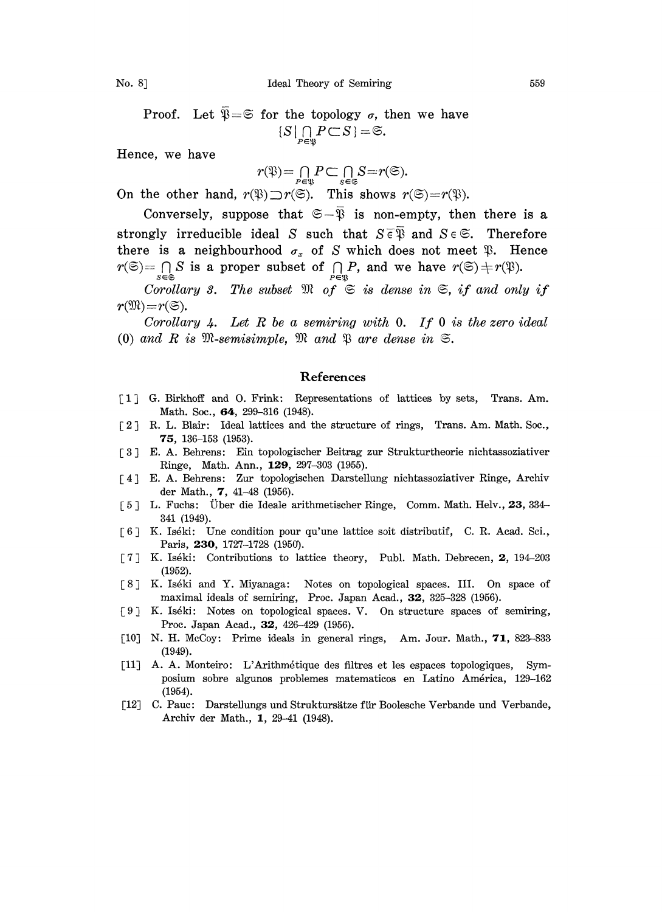Proof. Let $\bar{\mathfrak{P}}=\mathfrak{S}$ for the topology $\sigma$, then we have

$$\{S \mid \bigcap_{P\in\mathfrak{P}} P \subset S\}=\mathfrak{S}.$$

Hence, we have

$$r(\mathfrak{P})=\bigcap_{P\in\mathfrak{P}} P \subset \bigcap_{S\in\mathfrak{S}} S=r(\mathfrak{S}).$$

On the other hand, $r(\mathfrak{P})\supset r(\mathfrak{S})$. This shows $r(\mathfrak{S})=r(\mathfrak{P})$.

Conversely, suppose that $\mathfrak{S}-\bar{\mathfrak{P}}$ is non-empty, then there is a strongly irreducible ideal $S$ such that $S \bar{\in} \bar{\mathfrak{P}}$ and $S\in\mathfrak{S}$. Therefore there is a neighbourhood $\sigma_x$ of $S$ which does not meet $\mathfrak{P}$. Hence $r(\mathfrak{S})=\bigcap_{S\in\mathfrak{S}} S$ is a proper subset of $\bigcap_{P\in\mathfrak{P}} P$, and we have $r(\mathfrak{S})\neq r(\mathfrak{P})$.

*Corollary 3. The subset $\mathfrak{M}$ of $\mathfrak{S}$ is dense in $\mathfrak{S}$, if and only if $r(\mathfrak{M})=r(\mathfrak{S})$.*

*Corollary 4. Let $R$ be a semiring with 0. If 0 is the zero ideal (0) and $R$ is $\mathfrak{M}$-semisimple, $\mathfrak{M}$ and $\mathfrak{P}$ are dense in $\mathfrak{S}$.*

## References

[1] G. Birkhoff and O. Frink: Representations of lattices by sets, Trans. Am. Math. Soc., **64**, 299–316 (1948).

[2] R. L. Blair: Ideal lattices and the structure of rings, Trans. Am. Math. Soc., **75**, 136–153 (1953).

[3] E. A. Behrens: Ein topologischer Beitrag zur Strukturtheorie nichtassoziativer Ringe, Math. Ann., **129**, 297–303 (1955).

[4] E. A. Behrens: Zur topologischen Darstellung nichtassoziativer Ringe, Archiv der Math., **7**, 41–48 (1956).

[5] L. Fuchs: Über die Ideale arithmetischer Ringe, Comm. Math. Helv., **23**, 334–341 (1949).

[6] K. Iséki: Une condition pour qu'une lattice soit distributif, C. R. Acad. Sci., Paris, **230**, 1727–1728 (1950).

[7] K. Iséki: Contributions to lattice theory, Publ. Math. Debrecen, **2**, 194–203 (1952).

[8] K. Iséki and Y. Miyanaga: Notes on topological spaces. III. On space of maximal ideals of semiring, Proc. Japan Acad., **32**, 325–328 (1956).

[9] K. Iséki: Notes on topological spaces. V. On structure spaces of semiring, Proc. Japan Acad., **32**, 426–429 (1956).

[10] N. H. McCoy: Prime ideals in general rings, Am. Jour. Math., **71**, 823–833 (1949).

[11] A. A. Monteiro: L'Arithmétique des filtres et les espaces topologiques, Symposium sobre algunos problemes matematicos en Latino América, 129–162 (1954).

[12] C. Pauc: Darstellungs und Struktursätze für Boolesche Verbande und Verbande, Archiv der Math., **1**, 29–41 (1948).